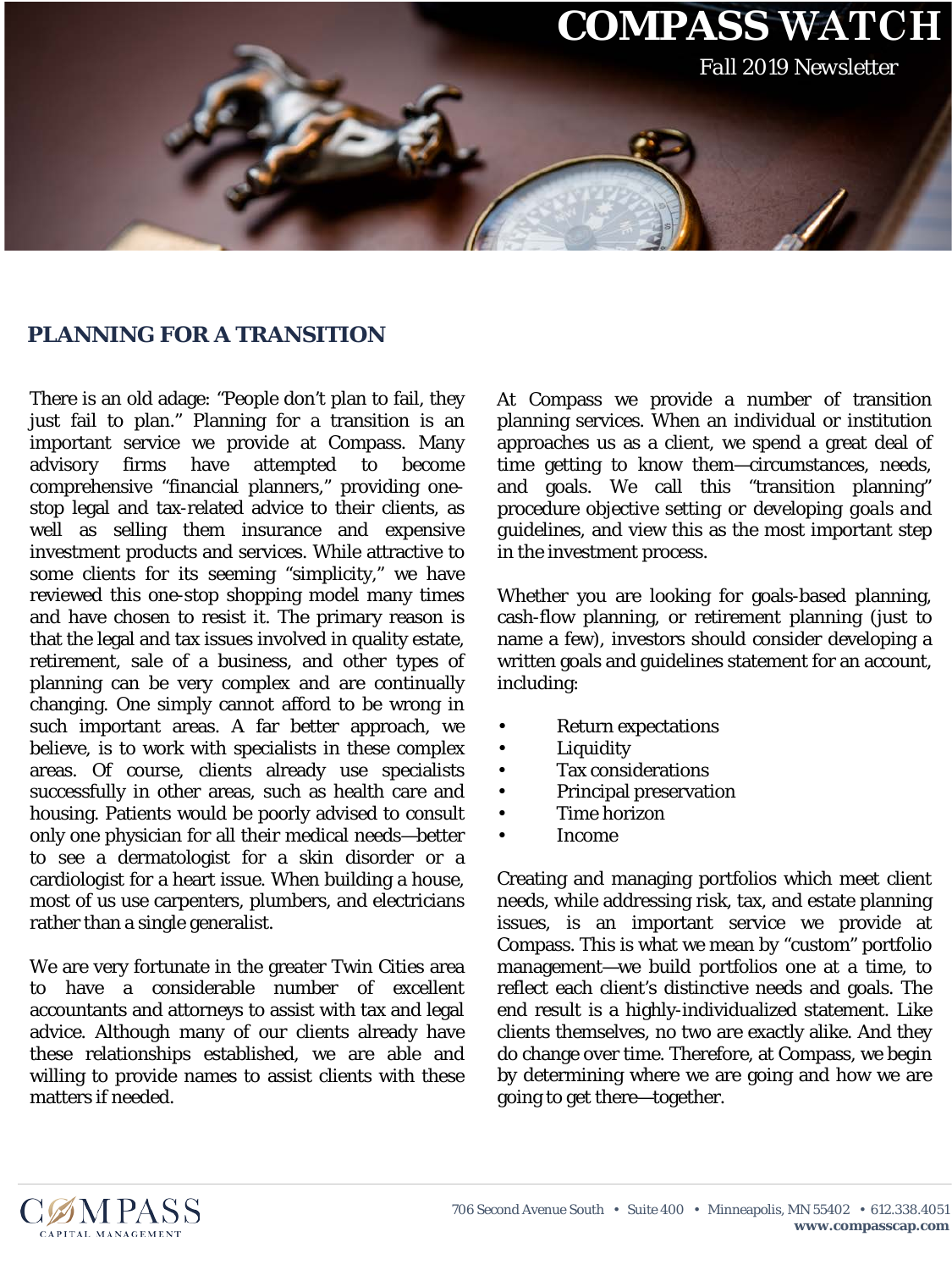# COMPASS WATCH

*Fall 2019 Newsletter*

## PLANNING FOR A TRANSITION

There is an old adage: "People don't plan to fail, they just fail to plan." Planning for a transition is an important service we provide at Compass. Many advisory firms have attempted to become comprehensive "financial planners," providing one-stop legal and tax-related advice to their clients, as well as selling them insurance and expensive investment products and services. While attractive to some clients for its seeming "simplicity," we have reviewed this one-stop shopping model many times and have chosen to resist it. The primary reason is that the legal and tax issues involved in quality estate, retirement, sale of a business, and other types of planning can be very complex and are continually changing. One simply cannot afford to be wrong in such important areas. A far better approach, we believe, is to work with specialists in these complex areas. Of course, clients already use specialists successfully in other areas, such as health care and housing. Patients would be poorly advised to consult only one physician for all their medical needs—better to see a dermatologist for a skin disorder or a cardiologist for a heart issue. When building a house, most of us use carpenters, plumbers, and electricians rather than a single generalist.

We are very fortunate in the greater Twin Cities area to have a considerable number of excellent accountants and attorneys to assist with tax and legal advice. Although many of our clients already have these relationships established, we are able and willing to provide names to assist clients with these matters if needed.

At Compass we provide a number of transition planning services. When an individual or institution approaches us as a client, we spend a great deal of time getting to know them—circumstances, needs, and goals. We call this "transition planning" procedure objective setting or developing goals and guidelines, and view this as the most important step in the investment process.

Whether you are looking for goals-based planning, cash-flow planning, or retirement planning (just to name a few), investors should consider developing a written goals and guidelines statement for an account, including:

- Return expectations
- Liquidity
- Tax considerations
- Principal preservation
- Time horizon
- Income

Creating and managing portfolios which meet client needs, while addressing risk, tax, and estate planning issues, is an important service we provide at Compass. This is what we mean by "custom" portfolio management—we build portfolios one at a time, to reflect each client's distinctive needs and goals. The end result is a highly-individualized statement. Like clients themselves, no two are exactly alike. And they do change over time. Therefore, at Compass, we begin by determining where we are going and how we are going to get there—together.

COMPASS CAPITAL MANAGEMENT

706 Second Avenue South • Suite 400 • Minneapolis, MN 55402 • 612.338.4051
**www.compasscap.com**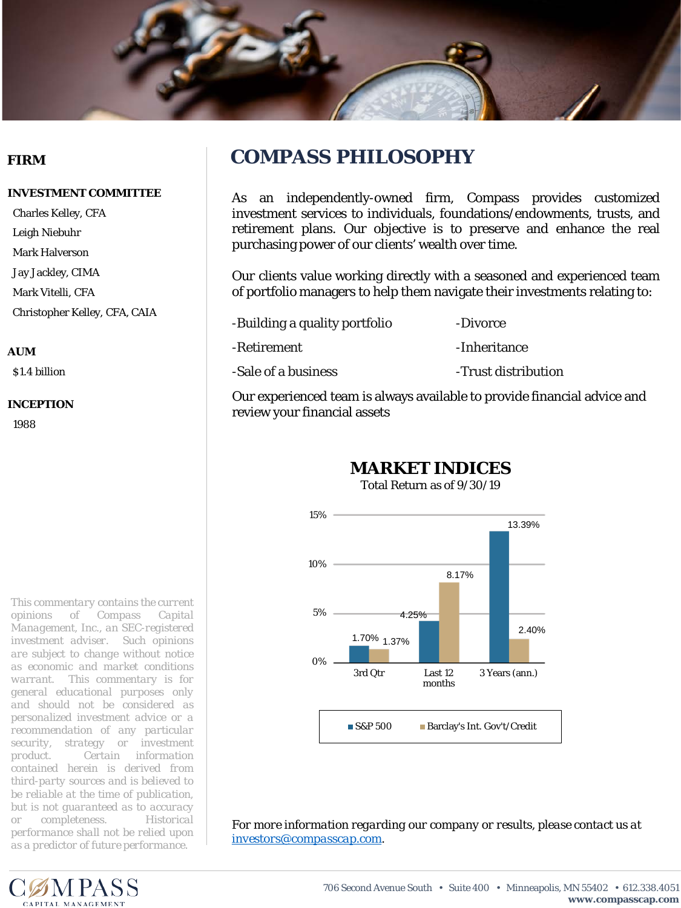## FIRM

### INVESTMENT COMMITTEE

Charles Kelley, CFA
Leigh Niebuhr
Mark Halverson
Jay Jackley, CIMA
Mark Vitelli, CFA
Christopher Kelley, CFA, CAIA

### AUM

$1.4 billion

### INCEPTION

1988

*This commentary contains the current opinions of Compass Capital Management, Inc., an SEC-registered investment adviser. Such opinions are subject to change without notice as economic and market conditions warrant. This commentary is for general educational purposes only and should not be considered as personalized investment advice or a recommendation of any particular security, strategy or investment product. Certain information contained herein is derived from third-party sources and is believed to be reliable at the time of publication, but is not guaranteed as to accuracy or completeness. Historical performance shall not be relied upon as a predictor of future performance.*

# COMPASS PHILOSOPHY

As an independently-owned firm, Compass provides customized investment services to individuals, foundations/endowments, trusts, and retirement plans. Our objective is to preserve and enhance the real purchasing power of our clients' wealth over time.

Our clients value working directly with a seasoned and experienced team of portfolio managers to help them navigate their investments relating to:

- -Building a quality portfolio
- -Retirement
- -Sale of a business
- -Divorce
- -Inheritance
- -Trust distribution

Our experienced team is always available to provide financial advice and review your financial assets

## MARKET INDICES

Total Return as of 9/30/19

15%
10%
5%
0%

1.70%
1.37%
4.25%
8.17%
13.39%
2.40%

3rd Qtr
Last 12 months
3 Years (ann.)

S&P 500
Barclay's Int. Gov't/Credit

*For more information regarding our company or results, please contact us at* [investors@compasscap.com](mailto:investors@compasscap.com).

COMPASS CAPITAL MANAGEMENT

706 Second Avenue South • Suite 400 • Minneapolis, MN 55402 • 612.338.4051
**www.compasscap.com**